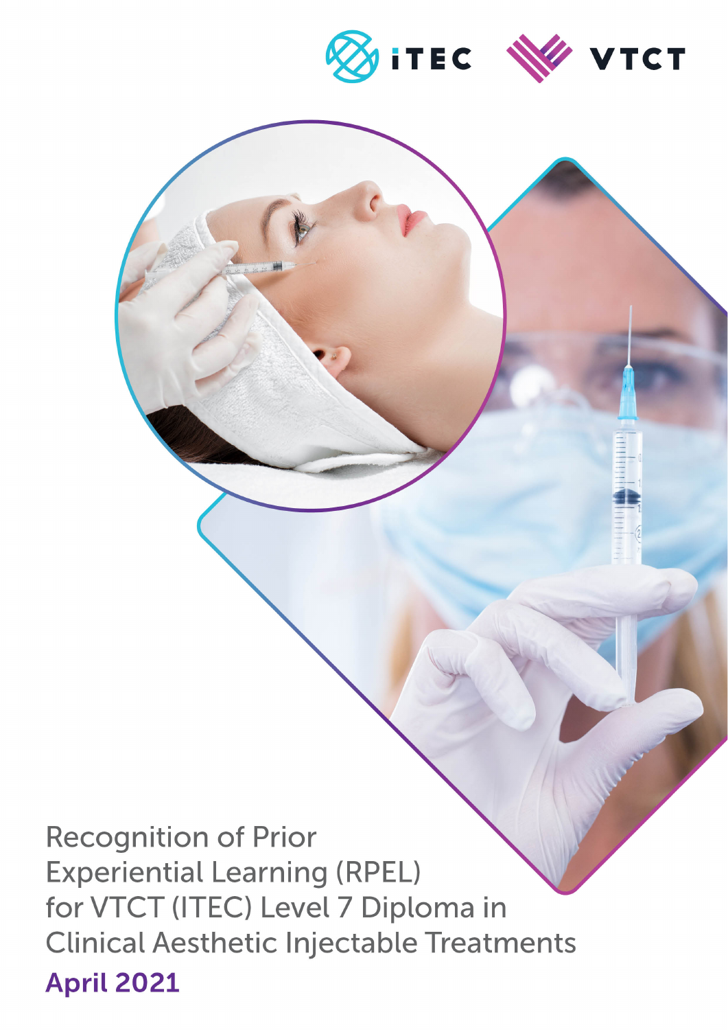iTEC VTCT

# Recognition of Prior Experiential Learning (RPEL) for VTCT (ITEC) Level 7 Diploma in Clinical Aesthetic Injectable Treatments

**April 2021**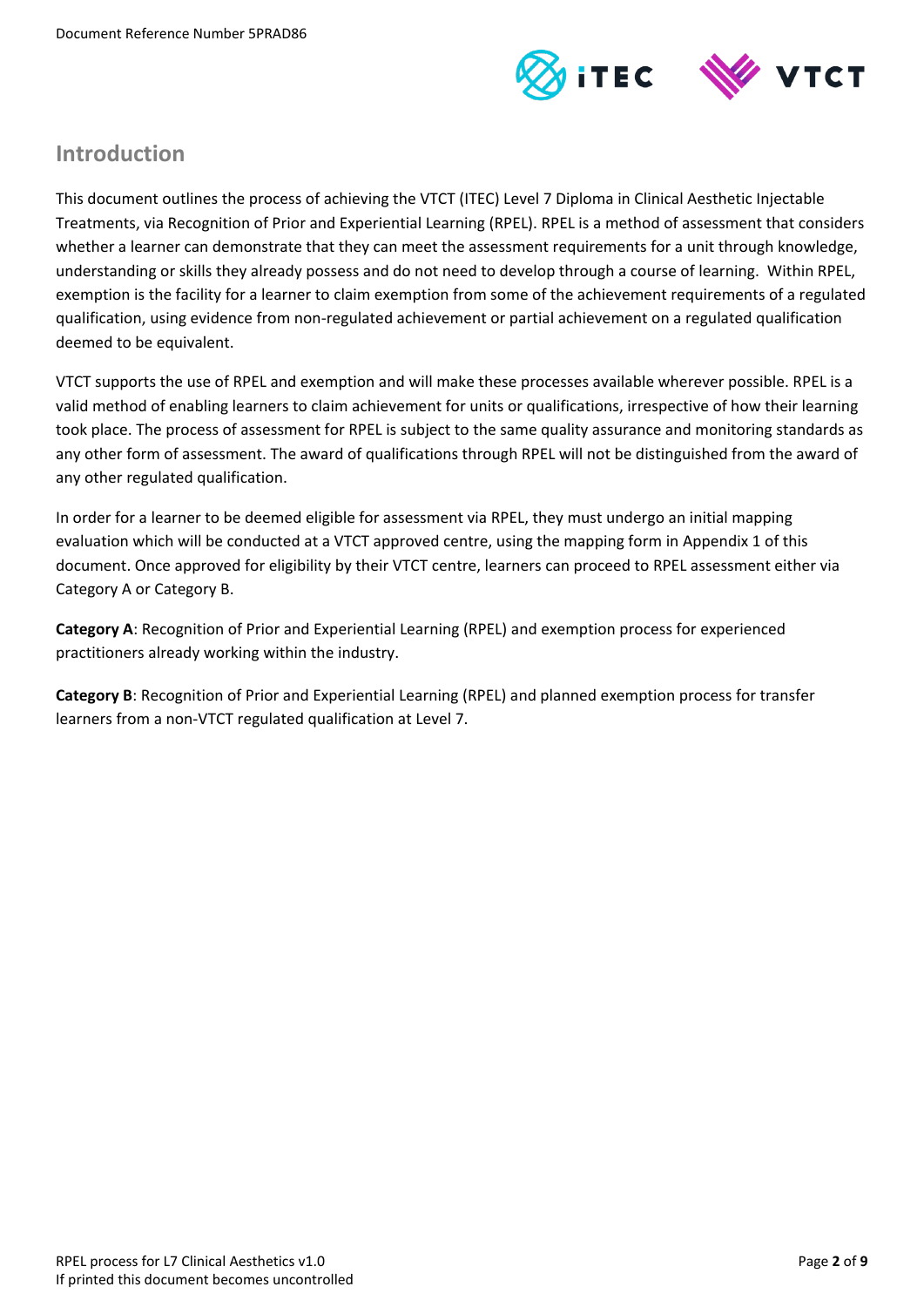## Introduction

This document outlines the process of achieving the VTCT (ITEC) Level 7 Diploma in Clinical Aesthetic Injectable Treatments, via Recognition of Prior and Experiential Learning (RPEL). RPEL is a method of assessment that considers whether a learner can demonstrate that they can meet the assessment requirements for a unit through knowledge, understanding or skills they already possess and do not need to develop through a course of learning. Within RPEL, exemption is the facility for a learner to claim exemption from some of the achievement requirements of a regulated qualification, using evidence from non-regulated achievement or partial achievement on a regulated qualification deemed to be equivalent.

VTCT supports the use of RPEL and exemption and will make these processes available wherever possible. RPEL is a valid method of enabling learners to claim achievement for units or qualifications, irrespective of how their learning took place. The process of assessment for RPEL is subject to the same quality assurance and monitoring standards as any other form of assessment. The award of qualifications through RPEL will not be distinguished from the award of any other regulated qualification.

In order for a learner to be deemed eligible for assessment via RPEL, they must undergo an initial mapping evaluation which will be conducted at a VTCT approved centre, using the mapping form in Appendix 1 of this document. Once approved for eligibility by their VTCT centre, learners can proceed to RPEL assessment either via Category A or Category B.

**Category A**: Recognition of Prior and Experiential Learning (RPEL) and exemption process for experienced practitioners already working within the industry.

**Category B**: Recognition of Prior and Experiential Learning (RPEL) and planned exemption process for transfer learners from a non-VTCT regulated qualification at Level 7.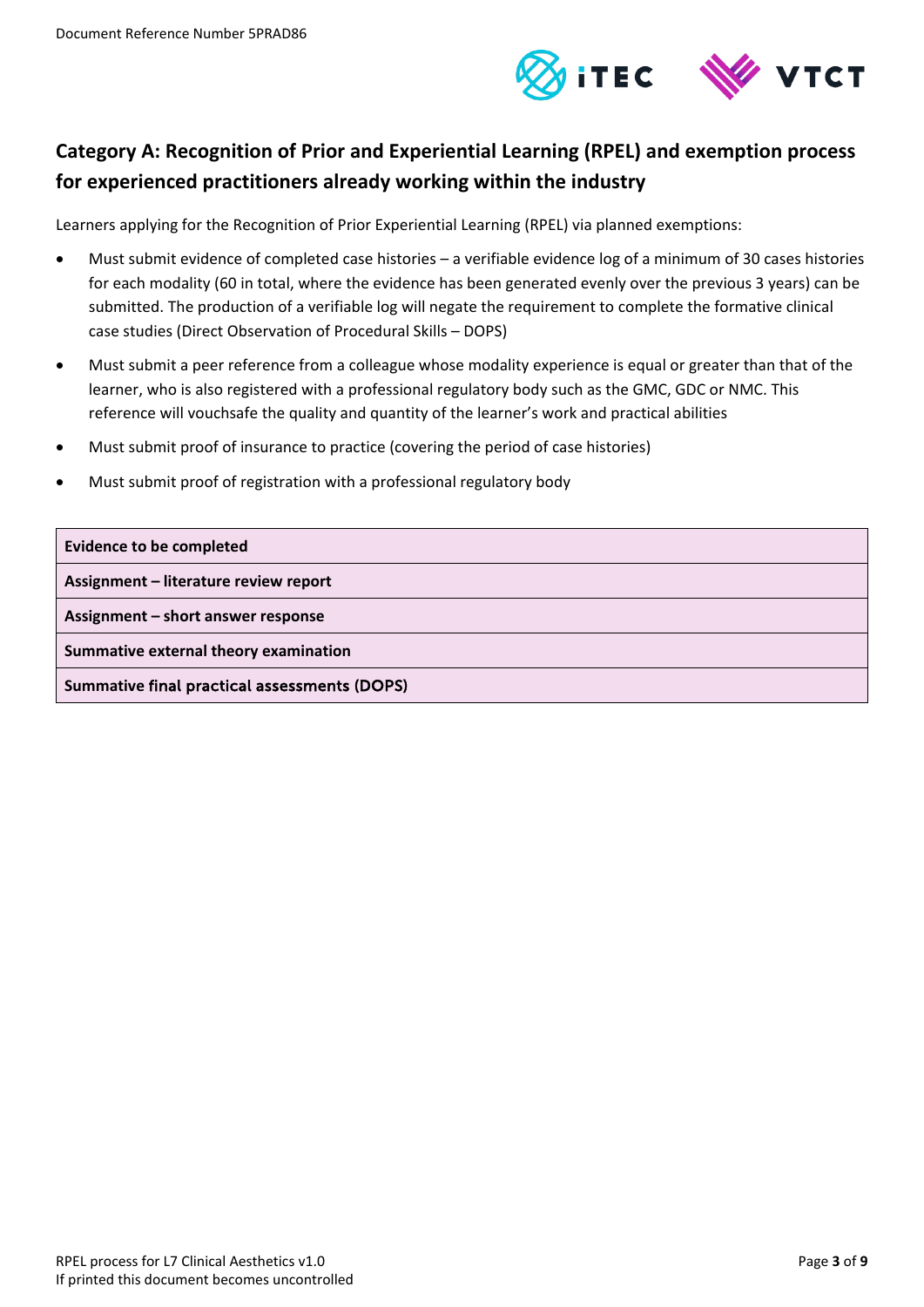## Category A: Recognition of Prior and Experiential Learning (RPEL) and exemption process for experienced practitioners already working within the industry

Learners applying for the Recognition of Prior Experiential Learning (RPEL) via planned exemptions:

- Must submit evidence of completed case histories – a verifiable evidence log of a minimum of 30 cases histories for each modality (60 in total, where the evidence has been generated evenly over the previous 3 years) can be submitted. The production of a verifiable log will negate the requirement to complete the formative clinical case studies (Direct Observation of Procedural Skills – DOPS)
- Must submit a peer reference from a colleague whose modality experience is equal or greater than that of the learner, who is also registered with a professional regulatory body such as the GMC, GDC or NMC. This reference will vouchsafe the quality and quantity of the learner's work and practical abilities
- Must submit proof of insurance to practice (covering the period of case histories)
- Must submit proof of registration with a professional regulatory body

| Evidence to be completed |
|---|
| **Assignment – literature review report** |
| **Assignment – short answer response** |
| **Summative external theory examination** |
| **Summative final practical assessments (DOPS)** |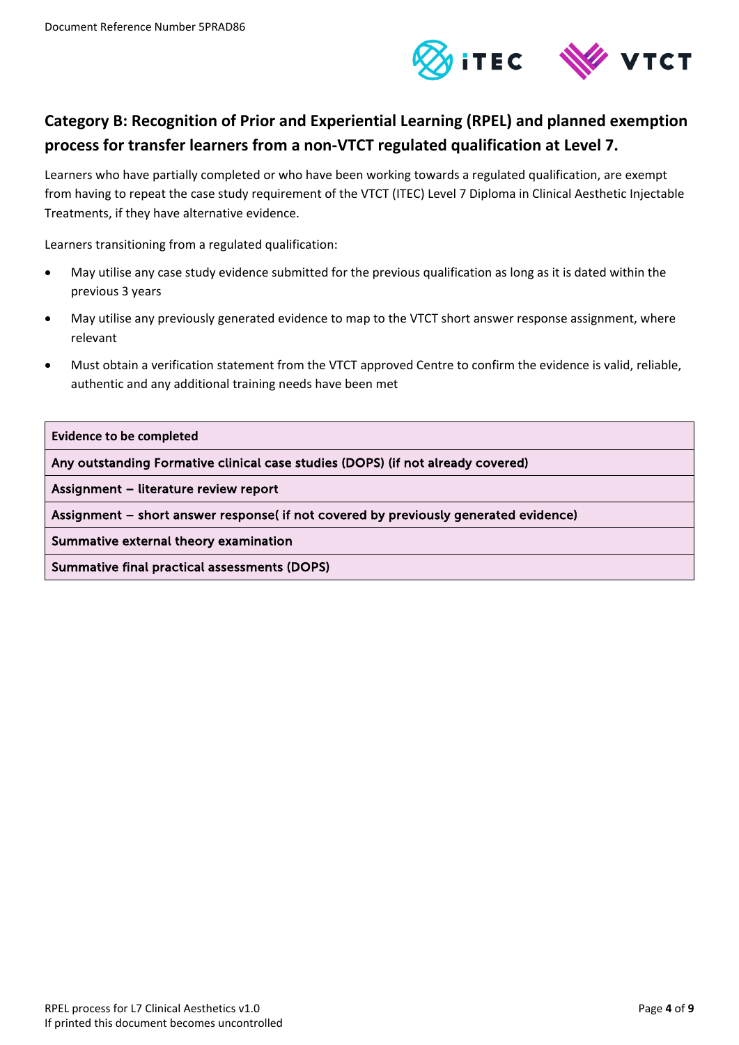## Category B: Recognition of Prior and Experiential Learning (RPEL) and planned exemption process for transfer learners from a non-VTCT regulated qualification at Level 7.

Learners who have partially completed or who have been working towards a regulated qualification, are exempt from having to repeat the case study requirement of the VTCT (ITEC) Level 7 Diploma in Clinical Aesthetic Injectable Treatments, if they have alternative evidence.

Learners transitioning from a regulated qualification:

- May utilise any case study evidence submitted for the previous qualification as long as it is dated within the previous 3 years
- May utilise any previously generated evidence to map to the VTCT short answer response assignment, where relevant
- Must obtain a verification statement from the VTCT approved Centre to confirm the evidence is valid, reliable, authentic and any additional training needs have been met

| Evidence to be completed |
|---|
| Any outstanding Formative clinical case studies (DOPS) (if not already covered) |
| Assignment – literature review report |
| Assignment – short answer response( if not covered by previously generated evidence) |
| Summative external theory examination |
| Summative final practical assessments (DOPS) |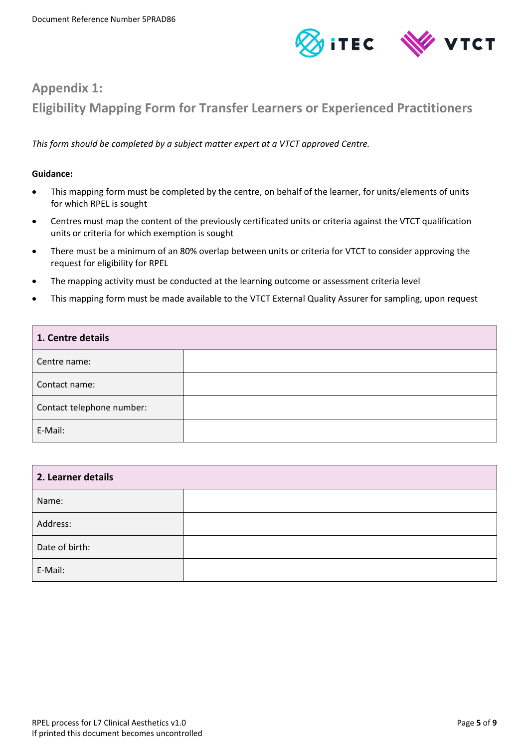## Appendix 1:

## Eligibility Mapping Form for Transfer Learners or Experienced Practitioners

*This form should be completed by a subject matter expert at a VTCT approved Centre.*

**Guidance:**

- This mapping form must be completed by the centre, on behalf of the learner, for units/elements of units for which RPEL is sought
- Centres must map the content of the previously certificated units or criteria against the VTCT qualification units or criteria for which exemption is sought
- There must be a minimum of an 80% overlap between units or criteria for VTCT to consider approving the request for eligibility for RPEL
- The mapping activity must be conducted at the learning outcome or assessment criteria level
- This mapping form must be made available to the VTCT External Quality Assurer for sampling, upon request

| **1. Centre details** | |
|---|---|
| Centre name: | |
| Contact name: | |
| Contact telephone number: | |
| E-Mail: | |

| **2. Learner details** | |
|---|---|
| Name: | |
| Address: | |
| Date of birth: | |
| E-Mail: | |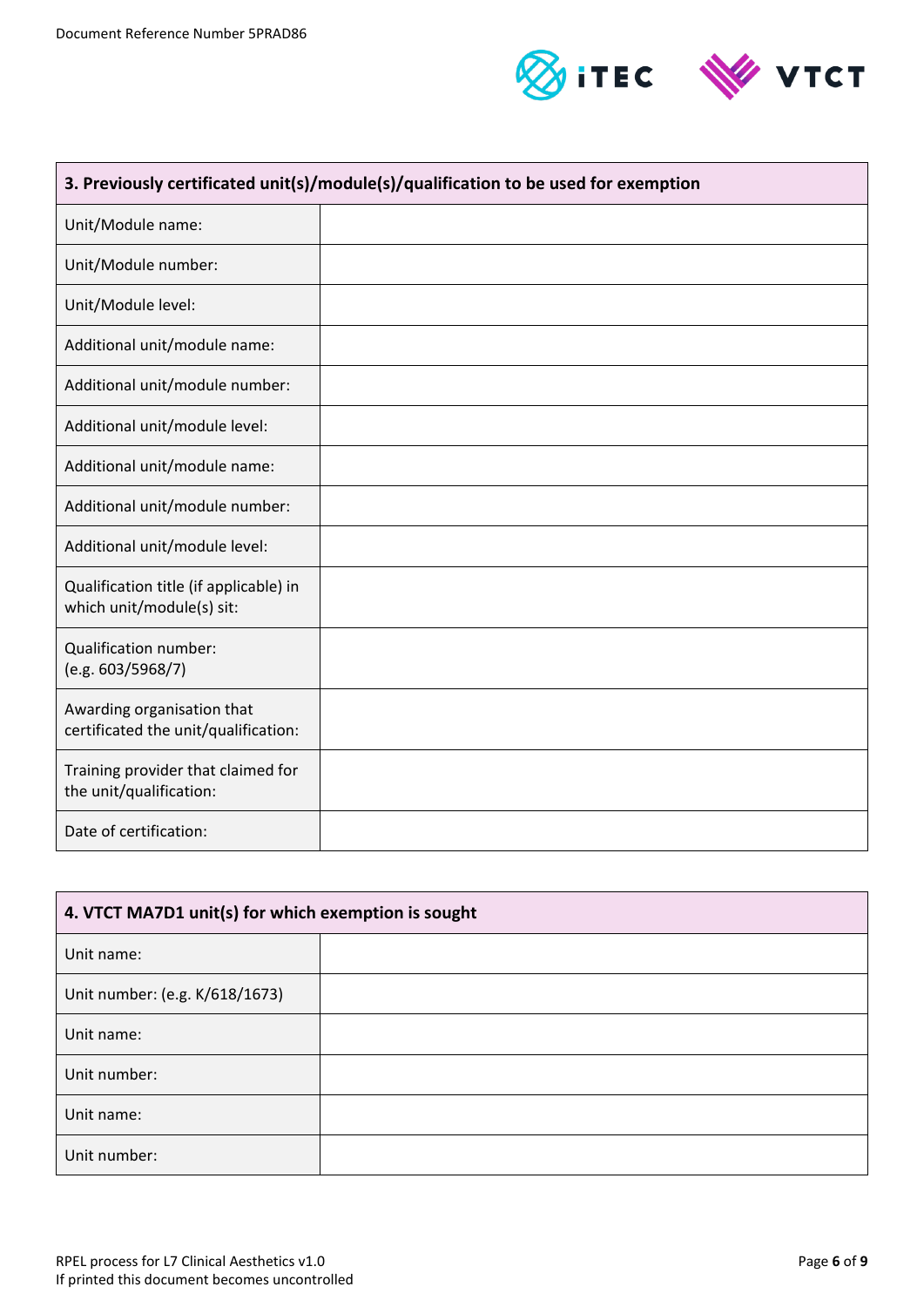| 3. Previously certificated unit(s)/module(s)/qualification to be used for exemption | |
|---|---|
| Unit/Module name: | |
| Unit/Module number: | |
| Unit/Module level: | |
| Additional unit/module name: | |
| Additional unit/module number: | |
| Additional unit/module level: | |
| Additional unit/module name: | |
| Additional unit/module number: | |
| Additional unit/module level: | |
| Qualification title (if applicable) in which unit/module(s) sit: | |
| Qualification number: (e.g. 603/5968/7) | |
| Awarding organisation that certificated the unit/qualification: | |
| Training provider that claimed for the unit/qualification: | |
| Date of certification: | |

| 4. VTCT MA7D1 unit(s) for which exemption is sought | |
|---|---|
| Unit name: | |
| Unit number: (e.g. K/618/1673) | |
| Unit name: | |
| Unit number: | |
| Unit name: | |
| Unit number: | |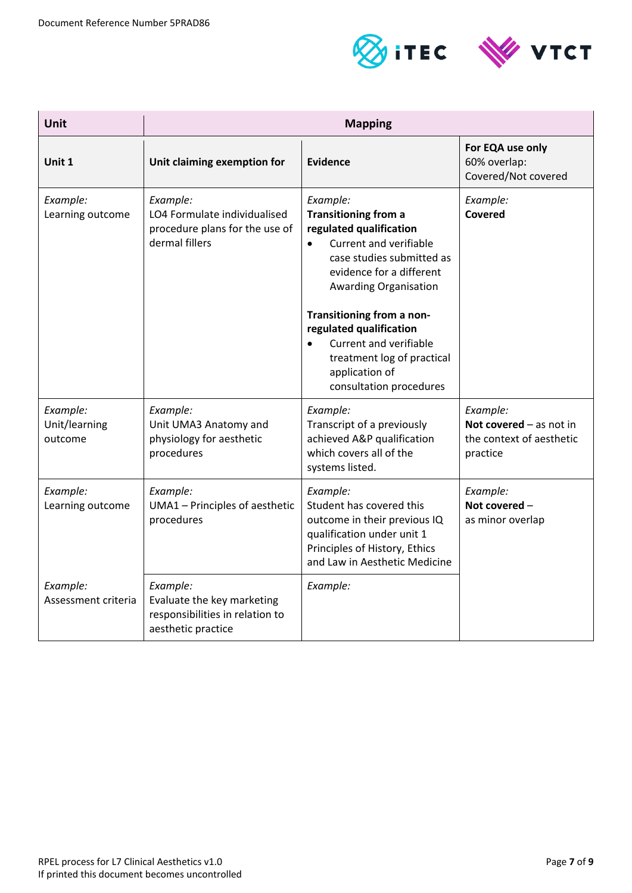| Unit | Mapping | | |
|---|---|---|---|
| **Unit 1** | **Unit claiming exemption for** | **Evidence** | **For EQA use only** 60% overlap: Covered/Not covered |
| *Example:* Learning outcome | *Example:* LO4 Formulate individualised procedure plans for the use of dermal fillers | *Example:* **Transitioning from a regulated qualification** <br>• Current and verifiable case studies submitted as evidence for a different Awarding Organisation<br><br>**Transitioning from a non-regulated qualification**<br>• Current and verifiable treatment log of practical application of consultation procedures | *Example:* **Covered** |
| *Example:* Unit/learning outcome | *Example:* Unit UMA3 Anatomy and physiology for aesthetic procedures | *Example:* Transcript of a previously achieved A&P qualification which covers all of the systems listed. | *Example:* **Not covered** – as not in the context of aesthetic practice |
| *Example:* Learning outcome | *Example:* UMA1 – Principles of aesthetic procedures | *Example:* Student has covered this outcome in their previous IQ qualification under unit 1 Principles of History, Ethics and Law in Aesthetic Medicine | *Example:* **Not covered** – as minor overlap |
| *Example:* Assessment criteria | *Example:* Evaluate the key marketing responsibilities in relation to aesthetic practice | *Example:* | |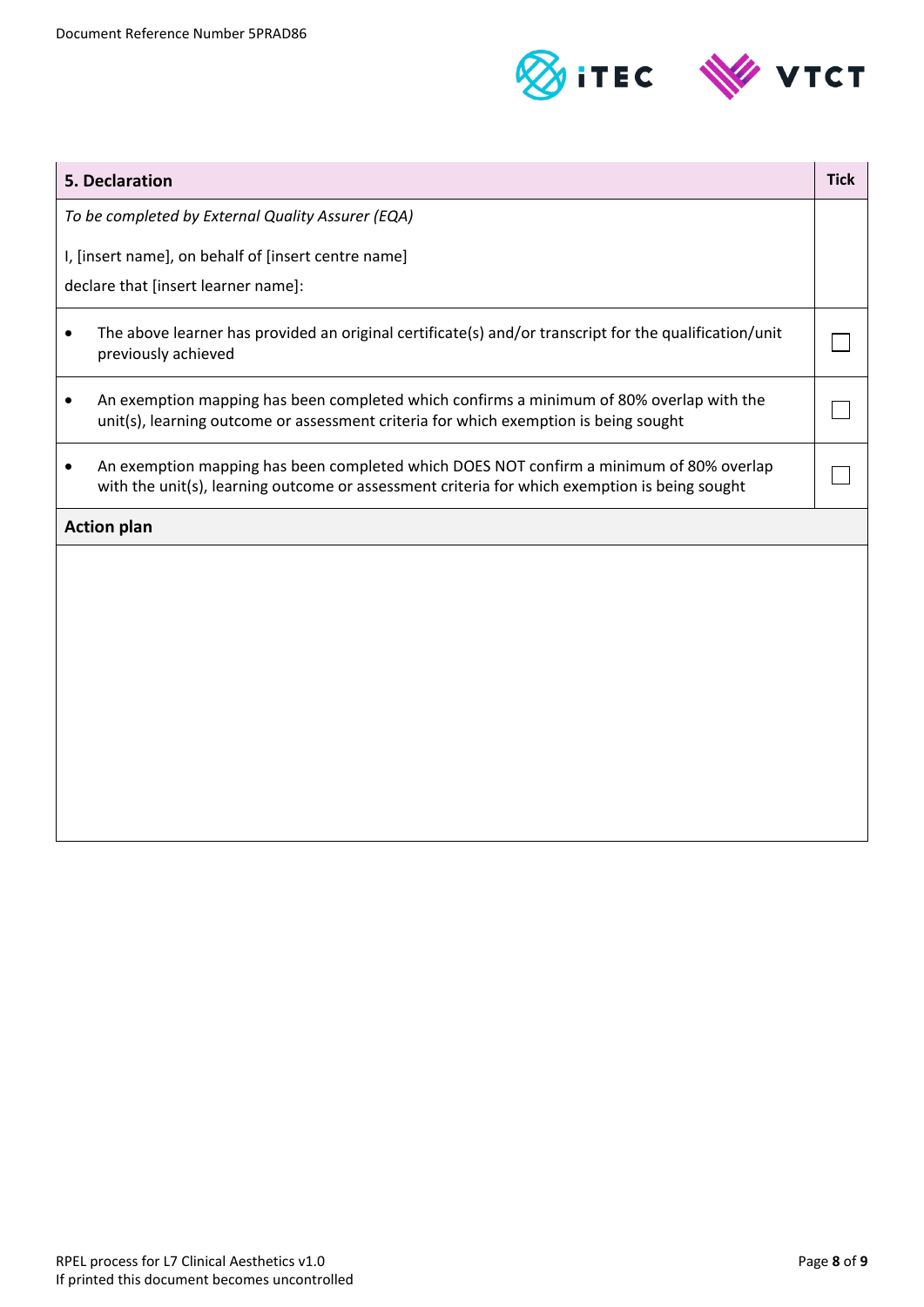| 5. Declaration | Tick |
|---|---|
| *To be completed by External Quality Assurer (EQA)*<br><br>I, [insert name], on behalf of [insert centre name]<br>declare that [insert learner name]: | |
| • The above learner has provided an original certificate(s) and/or transcript for the qualification/unit previously achieved | ☐ |
| • An exemption mapping has been completed which confirms a minimum of 80% overlap with the unit(s), learning outcome or assessment criteria for which exemption is being sought | ☐ |
| • An exemption mapping has been completed which DOES NOT confirm a minimum of 80% overlap with the unit(s), learning outcome or assessment criteria for which exemption is being sought | ☐ |

| **Action plan** |
|---|
| |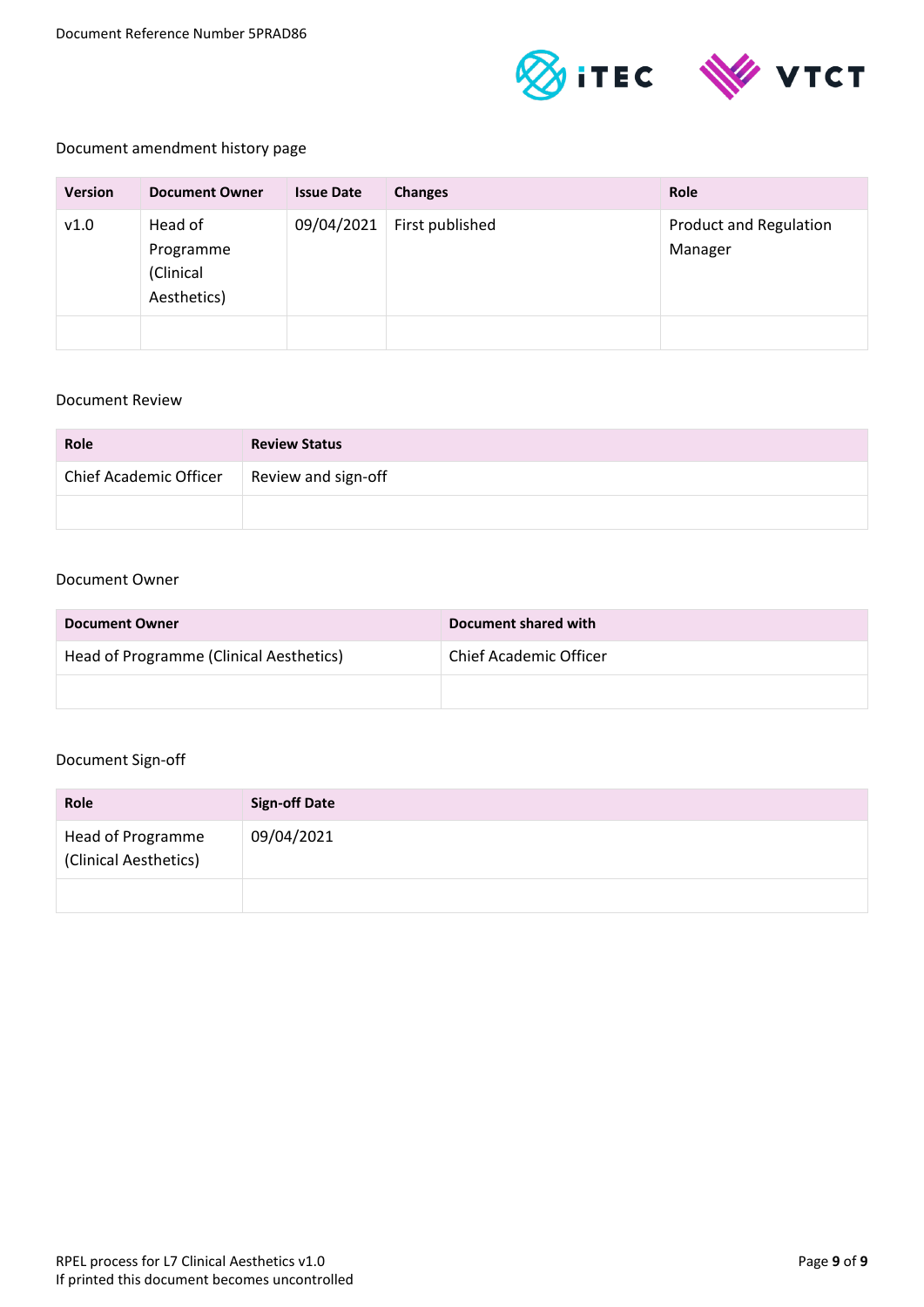Document Reference Number 5PRAD86

Document amendment history page

| Version | Document Owner | Issue Date | Changes | Role |
|---|---|---|---|---|
| v1.0 | Head of Programme (Clinical Aesthetics) | 09/04/2021 | First published | Product and Regulation Manager |
| | | | | |

Document Review

| Role | Review Status |
|---|---|
| Chief Academic Officer | Review and sign-off |
| | |

Document Owner

| Document Owner | Document shared with |
|---|---|
| Head of Programme (Clinical Aesthetics) | Chief Academic Officer |
| | |

Document Sign-off

| Role | Sign-off Date |
|---|---|
| Head of Programme (Clinical Aesthetics) | 09/04/2021 |
| | |